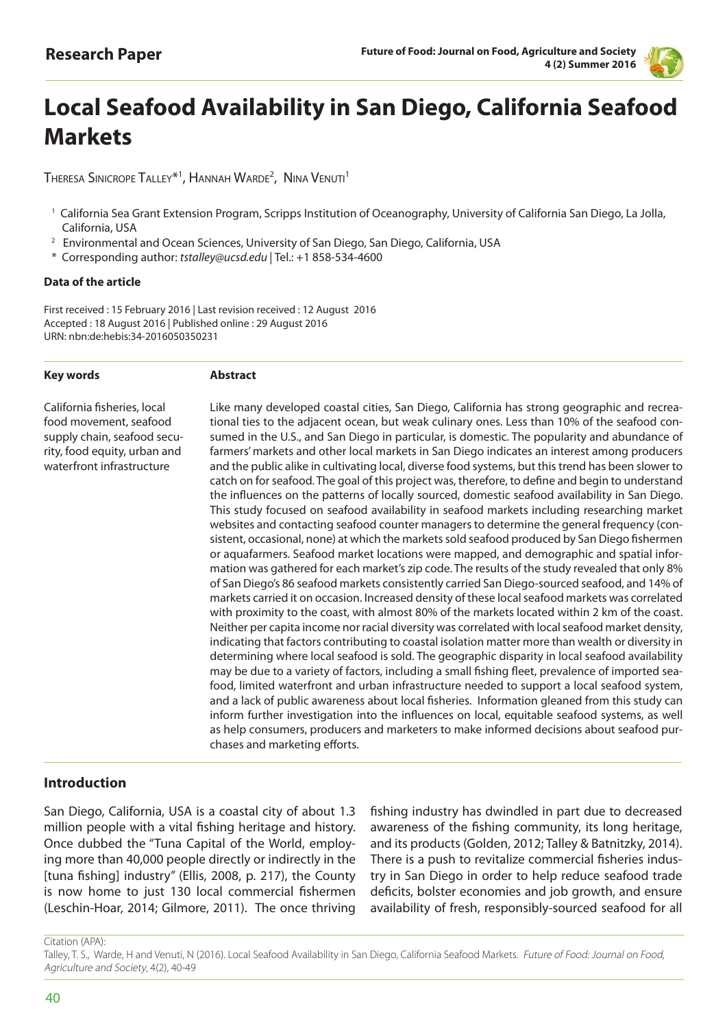Research Paper

# Local Seafood Availability in San Diego, California Seafood Markets

Theresa Sinicrope Talley*[1], Hannah Warde[2], Nina Venuti[1]

[1] California Sea Grant Extension Program, Scripps Institution of Oceanography, University of California San Diego, La Jolla, California, USA

[2] Environmental and Ocean Sciences, University of San Diego, San Diego, California, USA

\* Corresponding author: *tstalley@ucsd.edu* | Tel.: +1 858-534-4600

**Data of the article**

First received : 15 February 2016 | Last revision received : 12 August 2016
Accepted : 18 August 2016 | Published online : 29 August 2016
URN: nbn:de:hebis:34-2016050350231

**Key words**

California fisheries, local food movement, seafood supply chain, seafood security, food equity, urban and waterfront infrastructure

**Abstract**

Like many developed coastal cities, San Diego, California has strong geographic and recreational ties to the adjacent ocean, but weak culinary ones. Less than 10% of the seafood consumed in the U.S., and San Diego in particular, is domestic. The popularity and abundance of farmers' markets and other local markets in San Diego indicates an interest among producers and the public alike in cultivating local, diverse food systems, but this trend has been slower to catch on for seafood. The goal of this project was, therefore, to define and begin to understand the influences on the patterns of locally sourced, domestic seafood availability in San Diego. This study focused on seafood availability in seafood markets including researching market websites and contacting seafood counter managers to determine the general frequency (consistent, occasional, none) at which the markets sold seafood produced by San Diego fishermen or aquafarmers. Seafood market locations were mapped, and demographic and spatial information was gathered for each market's zip code. The results of the study revealed that only 8% of San Diego's 86 seafood markets consistently carried San Diego-sourced seafood, and 14% of markets carried it on occasion. Increased density of these local seafood markets was correlated with proximity to the coast, with almost 80% of the markets located within 2 km of the coast. Neither per capita income nor racial diversity was correlated with local seafood market density, indicating that factors contributing to coastal isolation matter more than wealth or diversity in determining where local seafood is sold. The geographic disparity in local seafood availability may be due to a variety of factors, including a small fishing fleet, prevalence of imported seafood, limited waterfront and urban infrastructure needed to support a local seafood system, and a lack of public awareness about local fisheries. Information gleaned from this study can inform further investigation into the influences on local, equitable seafood systems, as well as help consumers, producers and marketers to make informed decisions about seafood purchases and marketing efforts.

## Introduction

San Diego, California, USA is a coastal city of about 1.3 million people with a vital fishing heritage and history. Once dubbed the "Tuna Capital of the World, employing more than 40,000 people directly or indirectly in the [tuna fishing] industry" (Ellis, 2008, p. 217), the County is now home to just 130 local commercial fishermen (Leschin-Hoar, 2014; Gilmore, 2011). The once thriving fishing industry has dwindled in part due to decreased awareness of the fishing community, its long heritage, and its products (Golden, 2012; Talley & Batnitzky, 2014). There is a push to revitalize commercial fisheries industry in San Diego in order to help reduce seafood trade deficits, bolster economies and job growth, and ensure availability of fresh, responsibly-sourced seafood for all

Citation (APA):
Talley, T. S., Warde, H and Venuti, N (2016). Local Seafood Availability in San Diego, California Seafood Markets. *Future of Food: Journal on Food, Agriculture and Society*, 4(2), 40-49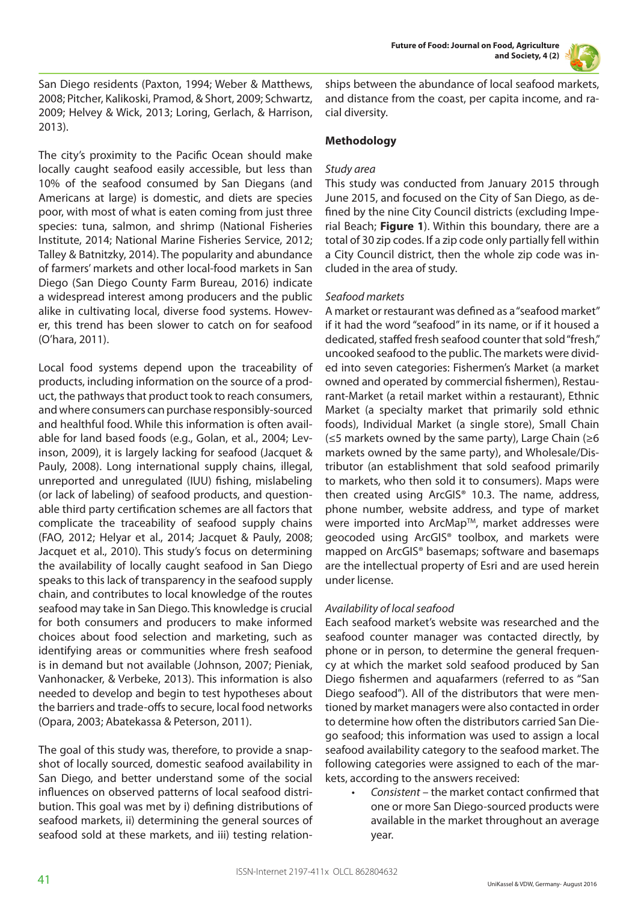San Diego residents (Paxton, 1994; Weber & Matthews, 2008; Pitcher, Kalikoski, Pramod, & Short, 2009; Schwartz, 2009; Helvey & Wick, 2013; Loring, Gerlach, & Harrison, 2013).

The city's proximity to the Pacific Ocean should make locally caught seafood easily accessible, but less than 10% of the seafood consumed by San Diegans (and Americans at large) is domestic, and diets are species poor, with most of what is eaten coming from just three species: tuna, salmon, and shrimp (National Fisheries Institute, 2014; National Marine Fisheries Service, 2012; Talley & Batnitzky, 2014). The popularity and abundance of farmers' markets and other local-food markets in San Diego (San Diego County Farm Bureau, 2016) indicate a widespread interest among producers and the public alike in cultivating local, diverse food systems. However, this trend has been slower to catch on for seafood (O'hara, 2011).

Local food systems depend upon the traceability of products, including information on the source of a product, the pathways that product took to reach consumers, and where consumers can purchase responsibly-sourced and healthful food. While this information is often available for land based foods (e.g., Golan, et al., 2004; Levinson, 2009), it is largely lacking for seafood (Jacquet & Pauly, 2008). Long international supply chains, illegal, unreported and unregulated (IUU) fishing, mislabeling (or lack of labeling) of seafood products, and questionable third party certification schemes are all factors that complicate the traceability of seafood supply chains (FAO, 2012; Helyar et al., 2014; Jacquet & Pauly, 2008; Jacquet et al., 2010). This study's focus on determining the availability of locally caught seafood in San Diego speaks to this lack of transparency in the seafood supply chain, and contributes to local knowledge of the routes seafood may take in San Diego. This knowledge is crucial for both consumers and producers to make informed choices about food selection and marketing, such as identifying areas or communities where fresh seafood is in demand but not available (Johnson, 2007; Pieniak, Vanhonacker, & Verbeke, 2013). This information is also needed to develop and begin to test hypotheses about the barriers and trade-offs to secure, local food networks (Opara, 2003; Abatekassa & Peterson, 2011).

The goal of this study was, therefore, to provide a snapshot of locally sourced, domestic seafood availability in San Diego, and better understand some of the social influences on observed patterns of local seafood distribution. This goal was met by i) defining distributions of seafood markets, ii) determining the general sources of seafood sold at these markets, and iii) testing relationships between the abundance of local seafood markets, and distance from the coast, per capita income, and racial diversity.

## Methodology

### *Study area*

This study was conducted from January 2015 through June 2015, and focused on the City of San Diego, as defined by the nine City Council districts (excluding Imperial Beach; **Figure 1**). Within this boundary, there are a total of 30 zip codes. If a zip code only partially fell within a City Council district, then the whole zip code was included in the area of study.

### *Seafood markets*

A market or restaurant was defined as a "seafood market" if it had the word "seafood" in its name, or if it housed a dedicated, staffed fresh seafood counter that sold "fresh," uncooked seafood to the public. The markets were divided into seven categories: Fishermen's Market (a market owned and operated by commercial fishermen), Restaurant-Market (a retail market within a restaurant), Ethnic Market (a specialty market that primarily sold ethnic foods), Individual Market (a single store), Small Chain (≤5 markets owned by the same party), Large Chain (≥6 markets owned by the same party), and Wholesale/Distributor (an establishment that sold seafood primarily to markets, who then sold it to consumers). Maps were then created using ArcGIS® 10.3. The name, address, phone number, website address, and type of market were imported into ArcMap™, market addresses were geocoded using ArcGIS® toolbox, and markets were mapped on ArcGIS® basemaps; software and basemaps are the intellectual property of Esri and are used herein under license.

### *Availability of local seafood*

Each seafood market's website was researched and the seafood counter manager was contacted directly, by phone or in person, to determine the general frequency at which the market sold seafood produced by San Diego fishermen and aquafarmers (referred to as "San Diego seafood"). All of the distributors that were mentioned by market managers were also contacted in order to determine how often the distributors carried San Diego seafood; this information was used to assign a local seafood availability category to the seafood market. The following categories were assigned to each of the markets, according to the answers received:

- *Consistent* – the market contact confirmed that one or more San Diego-sourced products were available in the market throughout an average year.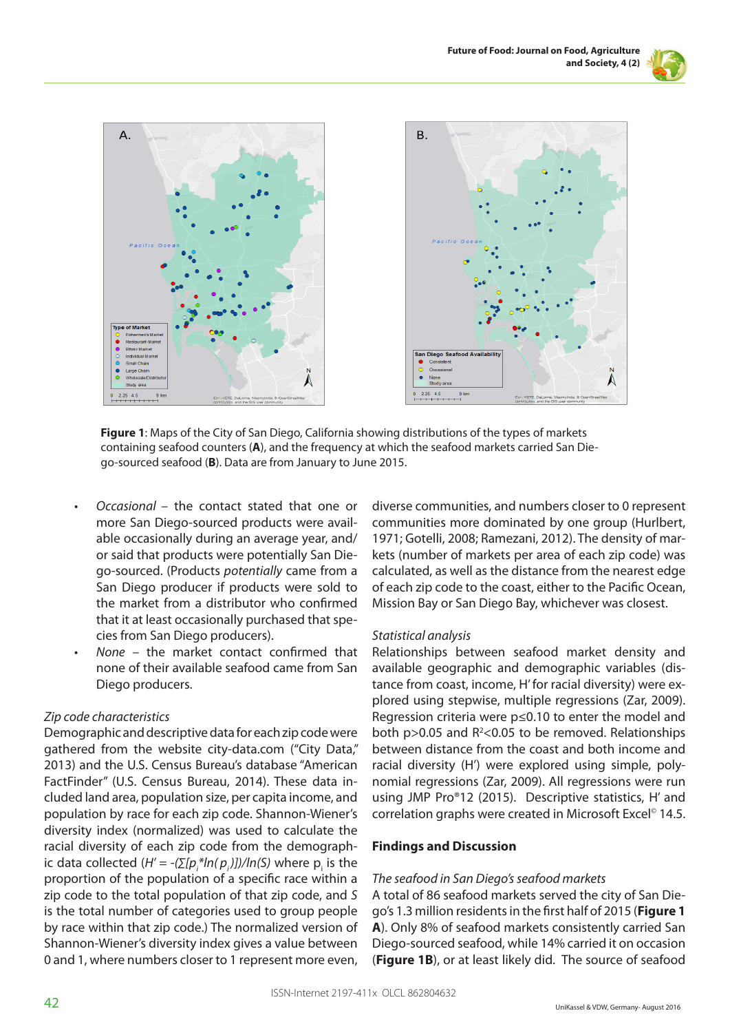Figure 1: Maps of the City of San Diego, California showing distributions of the types of markets containing seafood counters (**A**), and the frequency at which the seafood markets carried San Diego-sourced seafood (**B**). Data are from January to June 2015.

- *Occasional* – the contact stated that one or more San Diego-sourced products were available occasionally during an average year, and/or said that products were potentially San Diego-sourced. (Products *potentially* came from a San Diego producer if products were sold to the market from a distributor who confirmed that it at least occasionally purchased that species from San Diego producers).
- *None* – the market contact confirmed that none of their available seafood came from San Diego producers.

*Zip code characteristics*

Demographic and descriptive data for each zip code were gathered from the website city-data.com ("City Data," 2013) and the U.S. Census Bureau's database "American FactFinder" (U.S. Census Bureau, 2014). These data included land area, population size, per capita income, and population by race for each zip code. Shannon-Wiener's diversity index (normalized) was used to calculate the racial diversity of each zip code from the demographic data collected ($H' = -(\Sigma[p_i * ln(p_i)])/ln(S)$ where $p_i$ is the proportion of the population of a specific race within a zip code to the total population of that zip code, and *S* is the total number of categories used to group people by race within that zip code.) The normalized version of Shannon-Wiener's diversity index gives a value between 0 and 1, where numbers closer to 1 represent more even, diverse communities, and numbers closer to 0 represent communities more dominated by one group (Hurlbert, 1971; Gotelli, 2008; Ramezani, 2012). The density of markets (number of markets per area of each zip code) was calculated, as well as the distance from the nearest edge of each zip code to the coast, either to the Pacific Ocean, Mission Bay or San Diego Bay, whichever was closest.

*Statistical analysis*

Relationships between seafood market density and available geographic and demographic variables (distance from coast, income, H' for racial diversity) were explored using stepwise, multiple regressions (Zar, 2009). Regression criteria were $p \leq 0.10$ to enter the model and both $p > 0.05$ and $R^2 < 0.05$ to be removed. Relationships between distance from the coast and both income and racial diversity (H') were explored using simple, polynomial regressions (Zar, 2009). All regressions were run using JMP Pro®12 (2015). Descriptive statistics, H' and correlation graphs were created in Microsoft Excel© 14.5.

## Findings and Discussion

*The seafood in San Diego's seafood markets*

A total of 86 seafood markets served the city of San Diego's 1.3 million residents in the first half of 2015 (**Figure 1 A**). Only 8% of seafood markets consistently carried San Diego-sourced seafood, while 14% carried it on occasion (**Figure 1B**), or at least likely did. The source of seafood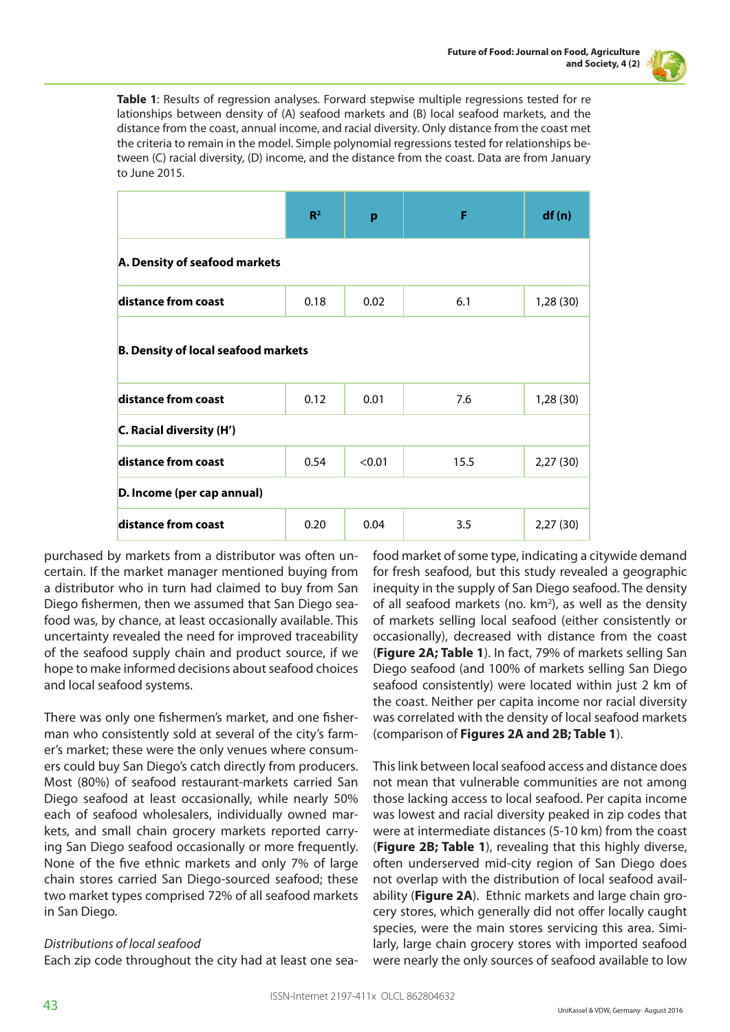**Table 1**: Results of regression analyses. Forward stepwise multiple regressions tested for relationships between density of (A) seafood markets and (B) local seafood markets, and the distance from the coast, annual income, and racial diversity. Only distance from the coast met the criteria to remain in the model. Simple polynomial regressions tested for relationships between (C) racial diversity, (D) income, and the distance from the coast. Data are from January to June 2015.

| | $R^2$ | p | F | df (n) |
|---|---|---|---|---|
| **A. Density of seafood markets** | | | | |
| **distance from coast** | 0.18 | 0.02 | 6.1 | 1,28 (30) |
| **B. Density of local seafood markets** | | | | |
| **distance from coast** | 0.12 | 0.01 | 7.6 | 1,28 (30) |
| **C. Racial diversity (H')** | | | | |
| **distance from coast** | 0.54 | <0.01 | 15.5 | 2,27 (30) |
| **D. Income (per cap annual)** | | | | |
| **distance from coast** | 0.20 | 0.04 | 3.5 | 2,27 (30) |

purchased by markets from a distributor was often uncertain. If the market manager mentioned buying from a distributor who in turn had claimed to buy from San Diego fishermen, then we assumed that San Diego seafood was, by chance, at least occasionally available. This uncertainty revealed the need for improved traceability of the seafood supply chain and product source, if we hope to make informed decisions about seafood choices and local seafood systems.

There was only one fishermen's market, and one fisherman who consistently sold at several of the city's farmer's market; these were the only venues where consumers could buy San Diego's catch directly from producers. Most (80%) of seafood restaurant-markets carried San Diego seafood at least occasionally, while nearly 50% each of seafood wholesalers, individually owned markets, and small chain grocery markets reported carrying San Diego seafood occasionally or more frequently. None of the five ethnic markets and only 7% of large chain stores carried San Diego-sourced seafood; these two market types comprised 72% of all seafood markets in San Diego.

*Distributions of local seafood*

Each zip code throughout the city had at least one seafood market of some type, indicating a citywide demand for fresh seafood, but this study revealed a geographic inequity in the supply of San Diego seafood. The density of all seafood markets (no. $km^2$), as well as the density of markets selling local seafood (either consistently or occasionally), decreased with distance from the coast (**Figure 2A; Table 1**). In fact, 79% of markets selling San Diego seafood (and 100% of markets selling San Diego seafood consistently) were located within just 2 km of the coast. Neither per capita income nor racial diversity was correlated with the density of local seafood markets (comparison of **Figures 2A and 2B; Table 1**).

This link between local seafood access and distance does not mean that vulnerable communities are not among those lacking access to local seafood. Per capita income was lowest and racial diversity peaked in zip codes that were at intermediate distances (5-10 km) from the coast (**Figure 2B; Table 1**), revealing that this highly diverse, often underserved mid-city region of San Diego does not overlap with the distribution of local seafood availability (**Figure 2A**). Ethnic markets and large chain grocery stores, which generally did not offer locally caught species, were the main stores servicing this area. Similarly, large chain grocery stores with imported seafood were nearly the only sources of seafood available to low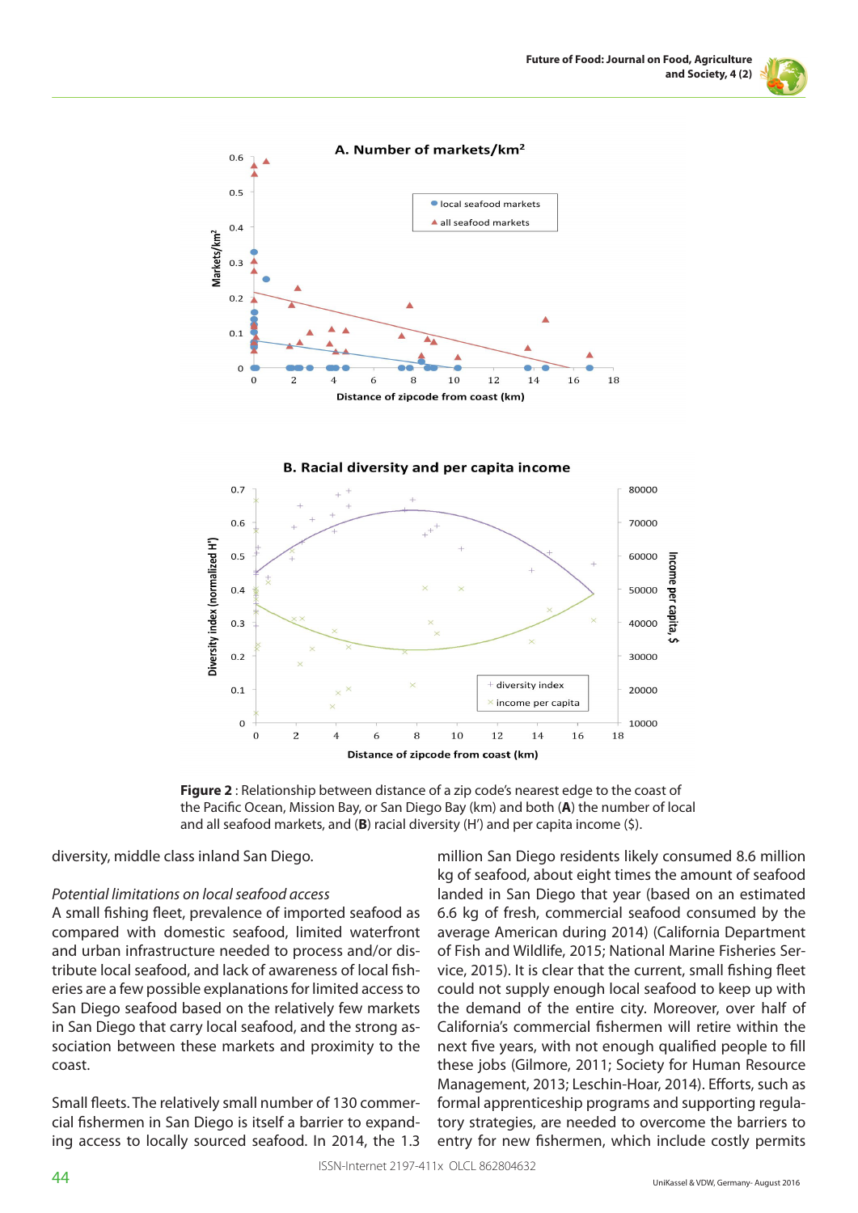**Figure 2** : Relationship between distance of a zip code's nearest edge to the coast of the Pacific Ocean, Mission Bay, or San Diego Bay (km) and both (**A**) the number of local and all seafood markets, and (**B**) racial diversity (H') and per capita income ($).

diversity, middle class inland San Diego.

*Potential limitations on local seafood access*

A small fishing fleet, prevalence of imported seafood as compared with domestic seafood, limited waterfront and urban infrastructure needed to process and/or distribute local seafood, and lack of awareness of local fisheries are a few possible explanations for limited access to San Diego seafood based on the relatively few markets in San Diego that carry local seafood, and the strong association between these markets and proximity to the coast.

Small fleets. The relatively small number of 130 commercial fishermen in San Diego is itself a barrier to expanding access to locally sourced seafood. In 2014, the 1.3 million San Diego residents likely consumed 8.6 million kg of seafood, about eight times the amount of seafood landed in San Diego that year (based on an estimated 6.6 kg of fresh, commercial seafood consumed by the average American during 2014) (California Department of Fish and Wildlife, 2015; National Marine Fisheries Service, 2015). It is clear that the current, small fishing fleet could not supply enough local seafood to keep up with the demand of the entire city. Moreover, over half of California's commercial fishermen will retire within the next five years, with not enough qualified people to fill these jobs (Gilmore, 2011; Society for Human Resource Management, 2013; Leschin-Hoar, 2014). Efforts, such as formal apprenticeship programs and supporting regulatory strategies, are needed to overcome the barriers to entry for new fishermen, which include costly permits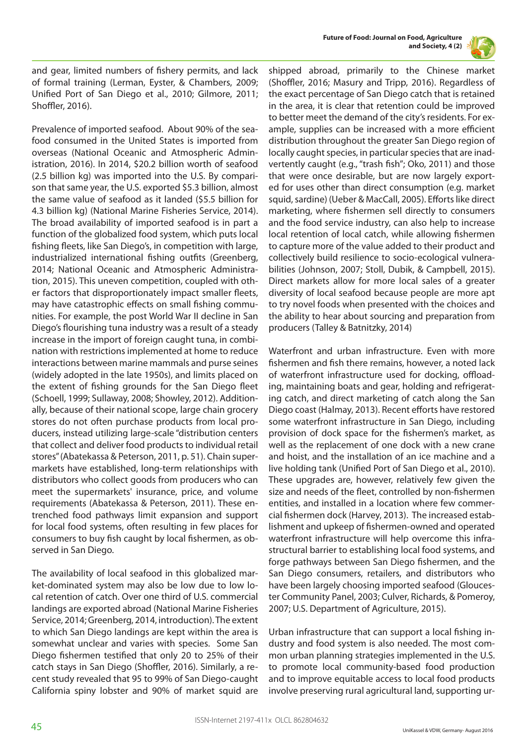and gear, limited numbers of fishery permits, and lack of formal training (Lerman, Eyster, & Chambers, 2009; Unified Port of San Diego et al., 2010; Gilmore, 2011; Shoffler, 2016).

Prevalence of imported seafood. About 90% of the seafood consumed in the United States is imported from overseas (National Oceanic and Atmospheric Administration, 2016). In 2014, \$20.2 billion worth of seafood (2.5 billion kg) was imported into the U.S. By comparison that same year, the U.S. exported \$5.3 billion, almost the same value of seafood as it landed (\$5.5 billion for 4.3 billion kg) (National Marine Fisheries Service, 2014). The broad availability of imported seafood is in part a function of the globalized food system, which puts local fishing fleets, like San Diego's, in competition with large, industrialized international fishing outfits (Greenberg, 2014; National Oceanic and Atmospheric Administration, 2015). This uneven competition, coupled with other factors that disproportionately impact smaller fleets, may have catastrophic effects on small fishing communities. For example, the post World War II decline in San Diego's flourishing tuna industry was a result of a steady increase in the import of foreign caught tuna, in combination with restrictions implemented at home to reduce interactions between marine mammals and purse seines (widely adopted in the late 1950s), and limits placed on the extent of fishing grounds for the San Diego fleet (Schoell, 1999; Sullaway, 2008; Showley, 2012). Additionally, because of their national scope, large chain grocery stores do not often purchase products from local producers, instead utilizing large-scale "distribution centers that collect and deliver food products to individual retail stores" (Abatekassa & Peterson, 2011, p. 51). Chain supermarkets have established, long-term relationships with distributors who collect goods from producers who can meet the supermarkets' insurance, price, and volume requirements (Abatekassa & Peterson, 2011). These entrenched food pathways limit expansion and support for local food systems, often resulting in few places for consumers to buy fish caught by local fishermen, as observed in San Diego.

The availability of local seafood in this globalized market-dominated system may also be low due to low local retention of catch. Over one third of U.S. commercial landings are exported abroad (National Marine Fisheries Service, 2014; Greenberg, 2014, introduction). The extent to which San Diego landings are kept within the area is somewhat unclear and varies with species. Some San Diego fishermen testified that only 20 to 25% of their catch stays in San Diego (Shoffler, 2016). Similarly, a recent study revealed that 95 to 99% of San Diego-caught California spiny lobster and 90% of market squid are shipped abroad, primarily to the Chinese market (Shoffler, 2016; Masury and Tripp, 2016). Regardless of the exact percentage of San Diego catch that is retained in the area, it is clear that retention could be improved to better meet the demand of the city's residents. For example, supplies can be increased with a more efficient distribution throughout the greater San Diego region of locally caught species, in particular species that are inadvertently caught (e.g., "trash fish"; Oko, 2011) and those that were once desirable, but are now largely exported for uses other than direct consumption (e.g. market squid, sardine) (Ueber & MacCall, 2005). Efforts like direct marketing, where fishermen sell directly to consumers and the food service industry, can also help to increase local retention of local catch, while allowing fishermen to capture more of the value added to their product and collectively build resilience to socio-ecological vulnerabilities (Johnson, 2007; Stoll, Dubik, & Campbell, 2015). Direct markets allow for more local sales of a greater diversity of local seafood because people are more apt to try novel foods when presented with the choices and the ability to hear about sourcing and preparation from producers (Talley & Batnitzky, 2014)

Waterfront and urban infrastructure. Even with more fishermen and fish there remains, however, a noted lack of waterfront infrastructure used for docking, offloading, maintaining boats and gear, holding and refrigerating catch, and direct marketing of catch along the San Diego coast (Halmay, 2013). Recent efforts have restored some waterfront infrastructure in San Diego, including provision of dock space for the fishermen's market, as well as the replacement of one dock with a new crane and hoist, and the installation of an ice machine and a live holding tank (Unified Port of San Diego et al., 2010). These upgrades are, however, relatively few given the size and needs of the fleet, controlled by non-fishermen entities, and installed in a location where few commercial fishermen dock (Harvey, 2013). The increased establishment and upkeep of fishermen-owned and operated waterfront infrastructure will help overcome this infrastructural barrier to establishing local food systems, and forge pathways between San Diego fishermen, and the San Diego consumers, retailers, and distributors who have been largely choosing imported seafood (Gloucester Community Panel, 2003; Culver, Richards, & Pomeroy, 2007; U.S. Department of Agriculture, 2015).

Urban infrastructure that can support a local fishing industry and food system is also needed. The most common urban planning strategies implemented in the U.S. to promote local community-based food production and to improve equitable access to local food products involve preserving rural agricultural land, supporting ur-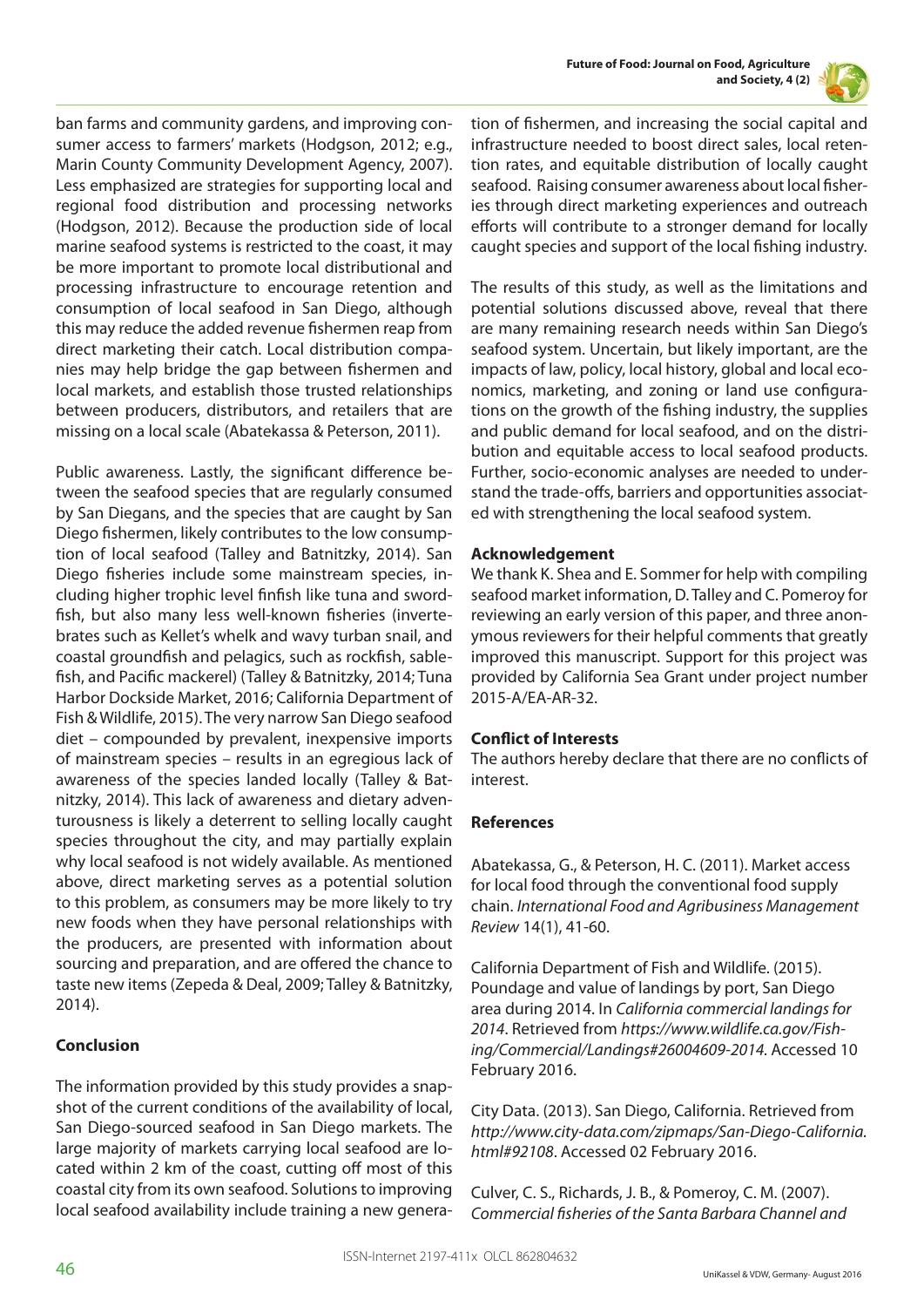ban farms and community gardens, and improving consumer access to farmers' markets (Hodgson, 2012; e.g., Marin County Community Development Agency, 2007). Less emphasized are strategies for supporting local and regional food distribution and processing networks (Hodgson, 2012). Because the production side of local marine seafood systems is restricted to the coast, it may be more important to promote local distributional and processing infrastructure to encourage retention and consumption of local seafood in San Diego, although this may reduce the added revenue fishermen reap from direct marketing their catch. Local distribution companies may help bridge the gap between fishermen and local markets, and establish those trusted relationships between producers, distributors, and retailers that are missing on a local scale (Abatekassa & Peterson, 2011).

Public awareness. Lastly, the significant difference between the seafood species that are regularly consumed by San Diegans, and the species that are caught by San Diego fishermen, likely contributes to the low consumption of local seafood (Talley and Batnitzky, 2014). San Diego fisheries include some mainstream species, including higher trophic level finfish like tuna and swordfish, but also many less well-known fisheries (invertebrates such as Kellet's whelk and wavy turban snail, and coastal groundfish and pelagics, such as rockfish, sablefish, and Pacific mackerel) (Talley & Batnitzky, 2014; Tuna Harbor Dockside Market, 2016; California Department of Fish & Wildlife, 2015). The very narrow San Diego seafood diet – compounded by prevalent, inexpensive imports of mainstream species – results in an egregious lack of awareness of the species landed locally (Talley & Batnitzky, 2014). This lack of awareness and dietary adventurousness is likely a deterrent to selling locally caught species throughout the city, and may partially explain why local seafood is not widely available. As mentioned above, direct marketing serves as a potential solution to this problem, as consumers may be more likely to try new foods when they have personal relationships with the producers, are presented with information about sourcing and preparation, and are offered the chance to taste new items (Zepeda & Deal, 2009; Talley & Batnitzky, 2014).

## Conclusion

The information provided by this study provides a snapshot of the current conditions of the availability of local, San Diego-sourced seafood in San Diego markets. The large majority of markets carrying local seafood are located within 2 km of the coast, cutting off most of this coastal city from its own seafood. Solutions to improving local seafood availability include training a new generation of fishermen, and increasing the social capital and infrastructure needed to boost direct sales, local retention rates, and equitable distribution of locally caught seafood. Raising consumer awareness about local fisheries through direct marketing experiences and outreach efforts will contribute to a stronger demand for locally caught species and support of the local fishing industry.

The results of this study, as well as the limitations and potential solutions discussed above, reveal that there are many remaining research needs within San Diego's seafood system. Uncertain, but likely important, are the impacts of law, policy, local history, global and local economics, marketing, and zoning or land use configurations on the growth of the fishing industry, the supplies and public demand for local seafood, and on the distribution and equitable access to local seafood products. Further, socio-economic analyses are needed to understand the trade-offs, barriers and opportunities associated with strengthening the local seafood system.

## Acknowledgement

We thank K. Shea and E. Sommer for help with compiling seafood market information, D. Talley and C. Pomeroy for reviewing an early version of this paper, and three anonymous reviewers for their helpful comments that greatly improved this manuscript. Support for this project was provided by California Sea Grant under project number 2015-A/EA-AR-32.

## Conflict of Interests

The authors hereby declare that there are no conflicts of interest.

## References

Abatekassa, G., & Peterson, H. C. (2011). Market access for local food through the conventional food supply chain. *International Food and Agribusiness Management Review* 14(1), 41-60.

California Department of Fish and Wildlife. (2015). Poundage and value of landings by port, San Diego area during 2014. In *California commercial landings for 2014*. Retrieved from *https://www.wildlife.ca.gov/Fishing/Commercial/Landings#26004609-2014*. Accessed 10 February 2016.

City Data. (2013). San Diego, California. Retrieved from *http://www.city-data.com/zipmaps/San-Diego-California.html#92108*. Accessed 02 February 2016.

Culver, C. S., Richards, J. B., & Pomeroy, C. M. (2007). *Commercial fisheries of the Santa Barbara Channel and*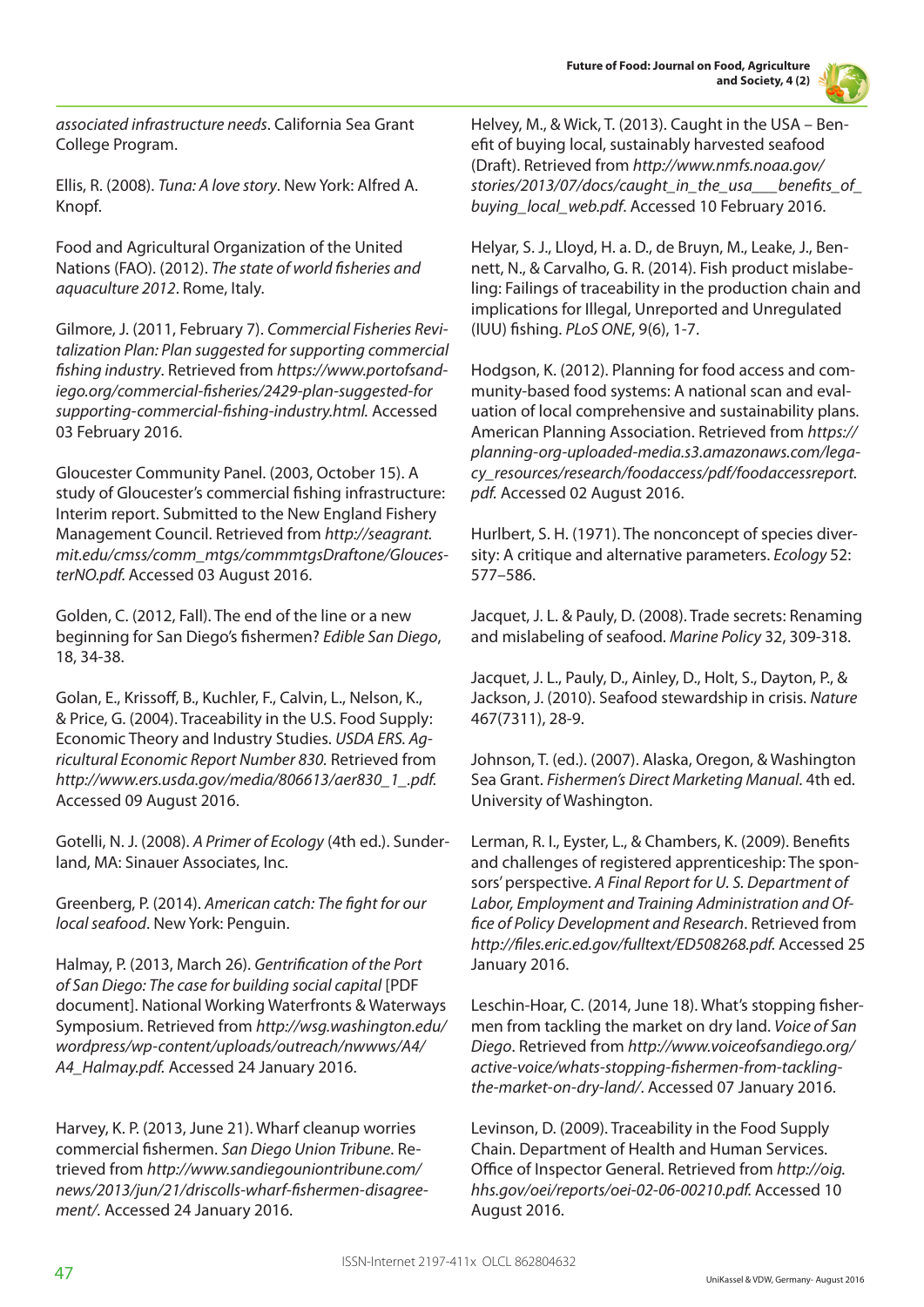*associated infrastructure needs*. California Sea Grant College Program.

Ellis, R. (2008). *Tuna: A love story*. New York: Alfred A. Knopf.

Food and Agricultural Organization of the United Nations (FAO). (2012). *The state of world fisheries and aquaculture 2012*. Rome, Italy.

Gilmore, J. (2011, February 7). *Commercial Fisheries Revitalization Plan: Plan suggested for supporting commercial fishing industry*. Retrieved from *https://www.portofsandiego.org/commercial-fisheries/2429-plan-suggested-for supporting-commercial-fishing-industry.html.* Accessed 03 February 2016.

Gloucester Community Panel. (2003, October 15). A study of Gloucester's commercial fishing infrastructure: Interim report. Submitted to the New England Fishery Management Council. Retrieved from *http://seagrant.mit.edu/cmss/comm_mtgs/commmtgsDraftone/GloucesterNO.pdf.* Accessed 03 August 2016.

Golden, C. (2012, Fall). The end of the line or a new beginning for San Diego's fishermen? *Edible San Diego*, 18, 34-38.

Golan, E., Krissoff, B., Kuchler, F., Calvin, L., Nelson, K., & Price, G. (2004). Traceability in the U.S. Food Supply: Economic Theory and Industry Studies. *USDA ERS. Agricultural Economic Report Number 830.* Retrieved from *http://www.ers.usda.gov/media/806613/aer830_1_.pdf.* Accessed 09 August 2016.

Gotelli, N. J. (2008). *A Primer of Ecology* (4th ed.). Sunderland, MA: Sinauer Associates, Inc.

Greenberg, P. (2014). *American catch: The fight for our local seafood*. New York: Penguin.

Halmay, P. (2013, March 26). *Gentrification of the Port of San Diego: The case for building social capital* [PDF document]. National Working Waterfronts & Waterways Symposium. Retrieved from *http://wsg.washington.edu/wordpress/wp-content/uploads/outreach/nwwws/A4/A4_Halmay.pdf.* Accessed 24 January 2016.

Harvey, K. P. (2013, June 21). Wharf cleanup worries commercial fishermen. *San Diego Union Tribune*. Retrieved from *http://www.sandiegouniontribune.com/news/2013/jun/21/driscolls-wharf-fishermen-disagreement/.* Accessed 24 January 2016.

Helvey, M., & Wick, T. (2013). Caught in the USA – Benefit of buying local, sustainably harvested seafood (Draft). Retrieved from *http://www.nmfs.noaa.gov/stories/2013/07/docs/caught_in_the_usa___benefits_of_buying_local_web.pdf.* Accessed 10 February 2016.

Helyar, S. J., Lloyd, H. a. D., de Bruyn, M., Leake, J., Bennett, N., & Carvalho, G. R. (2014). Fish product mislabeling: Failings of traceability in the production chain and implications for Illegal, Unreported and Unregulated (IUU) fishing. *PLoS ONE*, 9(6), 1-7.

Hodgson, K. (2012). Planning for food access and community-based food systems: A national scan and evaluation of local comprehensive and sustainability plans. American Planning Association. Retrieved from *https://planning-org-uploaded-media.s3.amazonaws.com/legacy_resources/research/foodaccess/pdf/foodaccessreport.pdf.* Accessed 02 August 2016.

Hurlbert, S. H. (1971). The nonconcept of species diversity: A critique and alternative parameters. *Ecology* 52: 577–586.

Jacquet, J. L. & Pauly, D. (2008). Trade secrets: Renaming and mislabeling of seafood. *Marine Policy* 32, 309-318.

Jacquet, J. L., Pauly, D., Ainley, D., Holt, S., Dayton, P., & Jackson, J. (2010). Seafood stewardship in crisis. *Nature* 467(7311), 28-9.

Johnson, T. (ed.). (2007). Alaska, Oregon, & Washington Sea Grant. *Fishermen's Direct Marketing Manual*. 4th ed. University of Washington.

Lerman, R. I., Eyster, L., & Chambers, K. (2009). Benefits and challenges of registered apprenticeship: The sponsors' perspective. *A Final Report for U. S. Department of Labor, Employment and Training Administration and Office of Policy Development and Research*. Retrieved from *http://files.eric.ed.gov/fulltext/ED508268.pdf.* Accessed 25 January 2016.

Leschin-Hoar, C. (2014, June 18). What's stopping fishermen from tackling the market on dry land. *Voice of San Diego*. Retrieved from *http://www.voiceofsandiego.org/active-voice/whats-stopping-fishermen-from-tackling-the-market-on-dry-land/*. Accessed 07 January 2016.

Levinson, D. (2009). Traceability in the Food Supply Chain. Department of Health and Human Services. Office of Inspector General. Retrieved from *http://oig.hhs.gov/oei/reports/oei-02-06-00210.pdf.* Accessed 10 August 2016.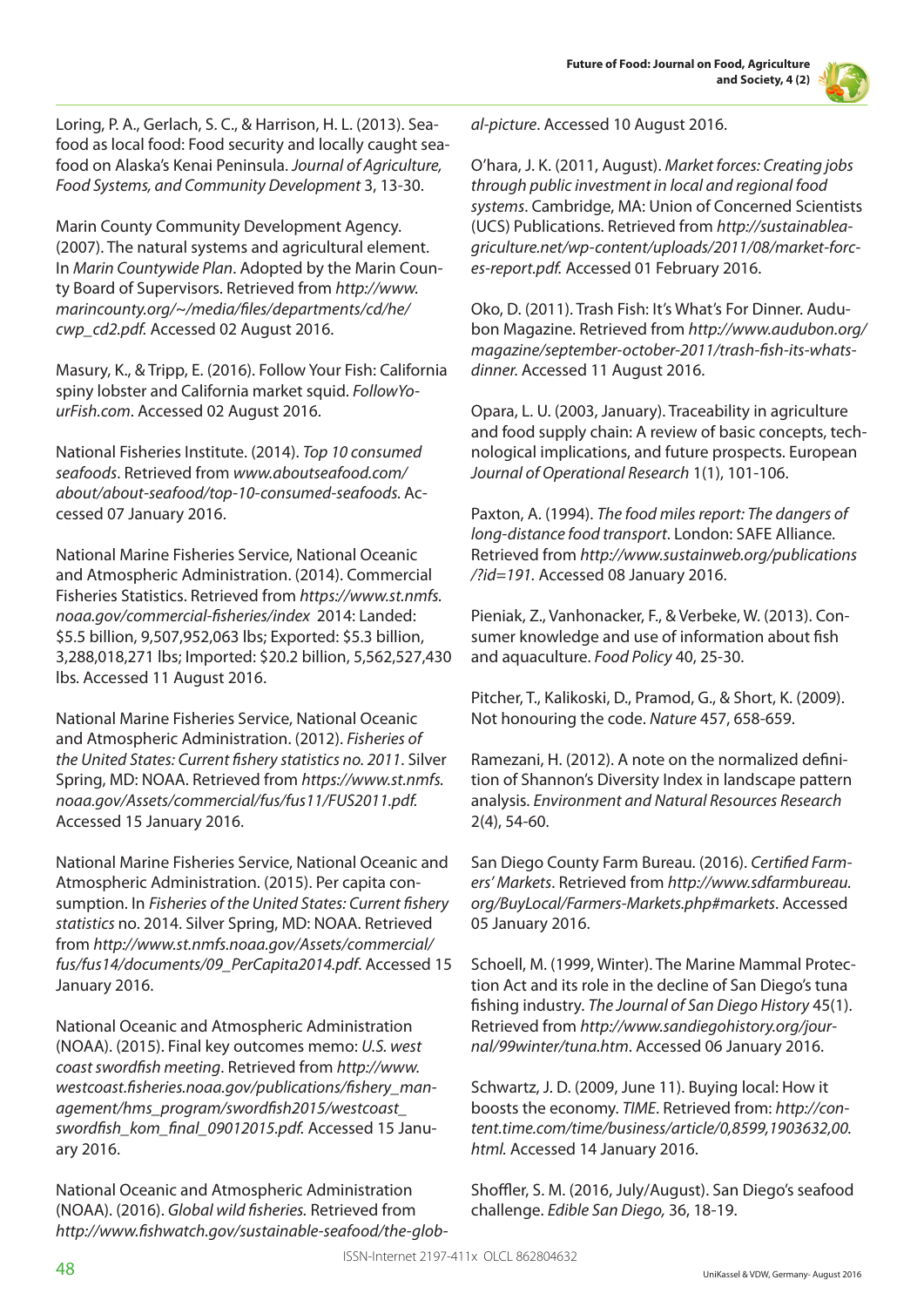Loring, P. A., Gerlach, S. C., & Harrison, H. L. (2013). Seafood as local food: Food security and locally caught seafood on Alaska's Kenai Peninsula. *Journal of Agriculture, Food Systems, and Community Development* 3, 13-30.

Marin County Community Development Agency. (2007). The natural systems and agricultural element. In *Marin Countywide Plan*. Adopted by the Marin County Board of Supervisors. Retrieved from *http://www.marincounty.org/~/media/files/departments/cd/he/cwp_cd2.pdf.* Accessed 02 August 2016.

Masury, K., & Tripp, E. (2016). Follow Your Fish: California spiny lobster and California market squid. *FollowYourFish.com*. Accessed 02 August 2016.

National Fisheries Institute. (2014). *Top 10 consumed seafoods*. Retrieved from *www.aboutseafood.com/about/about-seafood/top-10-consumed-seafoods.* Accessed 07 January 2016.

National Marine Fisheries Service, National Oceanic and Atmospheric Administration. (2014). Commercial Fisheries Statistics. Retrieved from *https://www.st.nmfs.noaa.gov/commercial-fisheries/index* 2014: Landed: $5.5 billion, 9,507,952,063 lbs; Exported: $5.3 billion, 3,288,018,271 lbs; Imported: $20.2 billion, 5,562,527,430 lbs. Accessed 11 August 2016.

National Marine Fisheries Service, National Oceanic and Atmospheric Administration. (2012). *Fisheries of the United States: Current fishery statistics no. 2011*. Silver Spring, MD: NOAA. Retrieved from *https://www.st.nmfs.noaa.gov/Assets/commercial/fus/fus11/FUS2011.pdf.* Accessed 15 January 2016.

National Marine Fisheries Service, National Oceanic and Atmospheric Administration. (2015). Per capita consumption. In *Fisheries of the United States: Current fishery statistics* no. 2014. Silver Spring, MD: NOAA. Retrieved from *http://www.st.nmfs.noaa.gov/Assets/commercial/fus/fus14/documents/09_PerCapita2014.pdf*. Accessed 15 January 2016.

National Oceanic and Atmospheric Administration (NOAA). (2015). Final key outcomes memo: *U.S. west coast swordfish meeting*. Retrieved from *http://www.westcoast.fisheries.noaa.gov/publications/fishery_management/hms_program/swordfish2015/westcoast_swordfish_kom_final_09012015.pdf.* Accessed 15 January 2016.

National Oceanic and Atmospheric Administration (NOAA). (2016). *Global wild fisheries.* Retrieved from *http://www.fishwatch.gov/sustainable-seafood/the-global-picture*. Accessed 10 August 2016.

O'hara, J. K. (2011, August). *Market forces: Creating jobs through public investment in local and regional food systems*. Cambridge, MA: Union of Concerned Scientists (UCS) Publications. Retrieved from *http://sustainableagriculture.net/wp-content/uploads/2011/08/market-forces-report.pdf.* Accessed 01 February 2016.

Oko, D. (2011). Trash Fish: It's What's For Dinner. Audubon Magazine. Retrieved from *http://www.audubon.org/magazine/september-october-2011/trash-fish-its-whats-dinner.* Accessed 11 August 2016.

Opara, L. U. (2003, January). Traceability in agriculture and food supply chain: A review of basic concepts, technological implications, and future prospects. European *Journal of Operational Research* 1(1), 101-106.

Paxton, A. (1994). *The food miles report: The dangers of long-distance food transport*. London: SAFE Alliance. Retrieved from *http://www.sustainweb.org/publications/?id=191.* Accessed 08 January 2016.

Pieniak, Z., Vanhonacker, F., & Verbeke, W. (2013). Consumer knowledge and use of information about fish and aquaculture. *Food Policy* 40, 25-30.

Pitcher, T., Kalikoski, D., Pramod, G., & Short, K. (2009). Not honouring the code. *Nature* 457, 658-659.

Ramezani, H. (2012). A note on the normalized definition of Shannon's Diversity Index in landscape pattern analysis. *Environment and Natural Resources Research* 2(4), 54-60.

San Diego County Farm Bureau. (2016). *Certified Farmers' Markets*. Retrieved from *http://www.sdfarmbureau.org/BuyLocal/Farmers-Markets.php#markets*. Accessed 05 January 2016.

Schoell, M. (1999, Winter). The Marine Mammal Protection Act and its role in the decline of San Diego's tuna fishing industry. *The Journal of San Diego History* 45(1). Retrieved from *http://www.sandiegohistory.org/journal/99winter/tuna.htm*. Accessed 06 January 2016.

Schwartz, J. D. (2009, June 11). Buying local: How it boosts the economy. *TIME*. Retrieved from: *http://content.time.com/time/business/article/0,8599,1903632,00.html.* Accessed 14 January 2016.

Shoffler, S. M. (2016, July/August). San Diego's seafood challenge. *Edible San Diego,* 36, 18-19.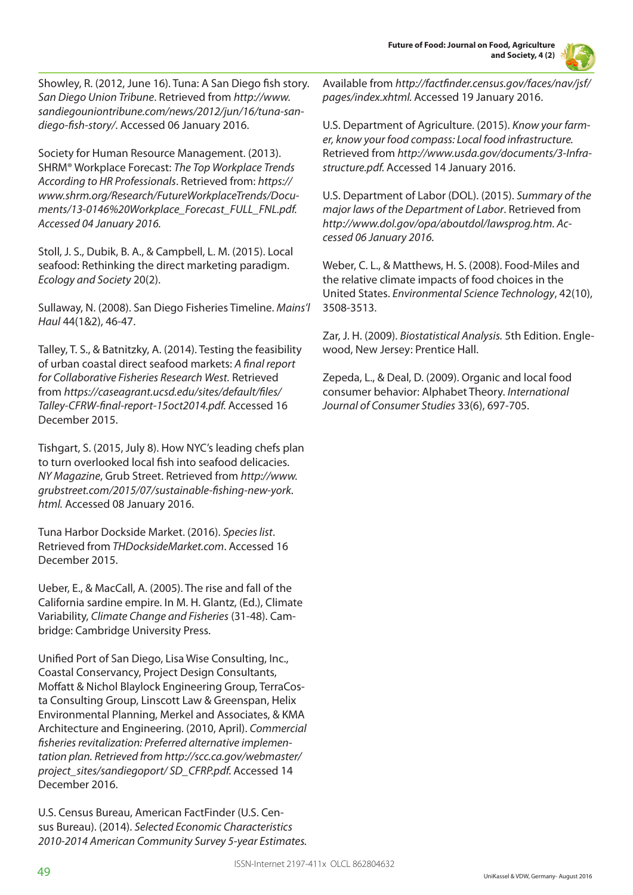Showley, R. (2012, June 16). Tuna: A San Diego fish story. *San Diego Union Tribune*. Retrieved from *http://www.sandiegouniontribune.com/news/2012/jun/16/tuna-san-diego-fish-story/*. Accessed 06 January 2016.

Society for Human Resource Management. (2013). SHRM® Workplace Forecast: *The Top Workplace Trends According to HR Professionals*. Retrieved from: *https://www.shrm.org/Research/FutureWorkplaceTrends/Documents/13-0146%20Workplace_Forecast_FULL_FNL.pdf. Accessed 04 January 2016.*

Stoll, J. S., Dubik, B. A., & Campbell, L. M. (2015). Local seafood: Rethinking the direct marketing paradigm. *Ecology and Society* 20(2).

Sullaway, N. (2008). San Diego Fisheries Timeline. *Mains'l Haul* 44(1&2), 46-47.

Talley, T. S., & Batnitzky, A. (2014). Testing the feasibility of urban coastal direct seafood markets: *A final report for Collaborative Fisheries Research West.* Retrieved from *https://caseagrant.ucsd.edu/sites/default/files/Talley-CFRW-final-report-15oct2014.pdf.* Accessed 16 December 2015.

Tishgart, S. (2015, July 8). How NYC's leading chefs plan to turn overlooked local fish into seafood delicacies. *NY Magazine*, Grub Street. Retrieved from *http://www.grubstreet.com/2015/07/sustainable-fishing-new-york.html.* Accessed 08 January 2016.

Tuna Harbor Dockside Market. (2016). *Species list*. Retrieved from *THDocksideMarket.com*. Accessed 16 December 2015.

Ueber, E., & MacCall, A. (2005). The rise and fall of the California sardine empire. In M. H. Glantz, (Ed.), Climate Variability, *Climate Change and Fisheries* (31-48). Cambridge: Cambridge University Press.

Unified Port of San Diego, Lisa Wise Consulting, Inc., Coastal Conservancy, Project Design Consultants, Moffatt & Nichol Blaylock Engineering Group, TerraCosta Consulting Group, Linscott Law & Greenspan, Helix Environmental Planning, Merkel and Associates, & KMA Architecture and Engineering. (2010, April). *Commercial fisheries revitalization: Preferred alternative implementation plan. Retrieved from http://scc.ca.gov/webmaster/project_sites/sandiegoport/ SD_CFRP.pdf.* Accessed 14 December 2016.

U.S. Census Bureau, American FactFinder (U.S. Census Bureau). (2014). *Selected Economic Characteristics 2010-2014 American Community Survey 5-year Estimates.* Available from *http://factfinder.census.gov/faces/nav/jsf/pages/index.xhtml.* Accessed 19 January 2016.

U.S. Department of Agriculture. (2015). *Know your farmer, know your food compass: Local food infrastructure.* Retrieved from *http://www.usda.gov/documents/3-Infrastructure.pdf.* Accessed 14 January 2016.

U.S. Department of Labor (DOL). (2015). *Summary of the major laws of the Department of Labor*. Retrieved from *http://www.dol.gov/opa/aboutdol/lawsprog.htm. Accessed 06 January 2016.*

Weber, C. L., & Matthews, H. S. (2008). Food-Miles and the relative climate impacts of food choices in the United States. *Environmental Science Technology*, 42(10), 3508-3513.

Zar, J. H. (2009). *Biostatistical Analysis.* 5th Edition. Englewood, New Jersey: Prentice Hall.

Zepeda, L., & Deal, D. (2009). Organic and local food consumer behavior: Alphabet Theory. *International Journal of Consumer Studies* 33(6), 697-705.